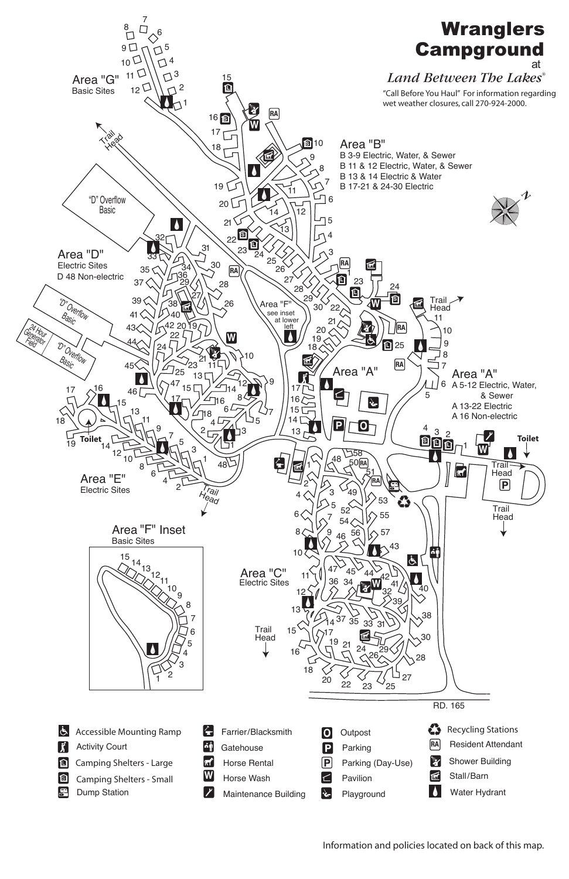# Wranglers Campground

at

*Land Between The Lakes®*

"Call Before You Haul" For information regarding wet weather closures, call 270-924-2000.

**Area "A"**
- A 5-12 Electric, Water, & Sewer
- A 13-22 Electric
- A 16 Non-electric

**Area "B"**
- B 3-9 Electric, Water, & Sewer
- B 11 & 12 Electric, Water, & Sewer
- B 13 & 14 Electric & Water
- B 17-21 & 24-30 Electric

**Area "C"**
Electric Sites

**Area "D"**
Electric Sites
D 48 Non-electric

"D" Overflow Basic

24 Hour Generator Field

**Area "E"**
Electric Sites

**Area "F"** see inset at lower left

**Area "F" Inset**
Basic Sites

**Area "G"**
Basic Sites

RD. 165

| | | | |
|---|---|---|---|
| Accessible Mounting Ramp | Farrier/Blacksmith | Outpost | Recycling Stations |
| Activity Court | Gatehouse | Parking | Resident Attendant |
| Camping Shelters - Large | Horse Rental | Parking (Day-Use) | Shower Building |
| Camping Shelters - Small | Horse Wash | Pavilion | Stall/Barn |
| Dump Station | Maintenance Building | Playground | Water Hydrant |

Information and policies located on back of this map.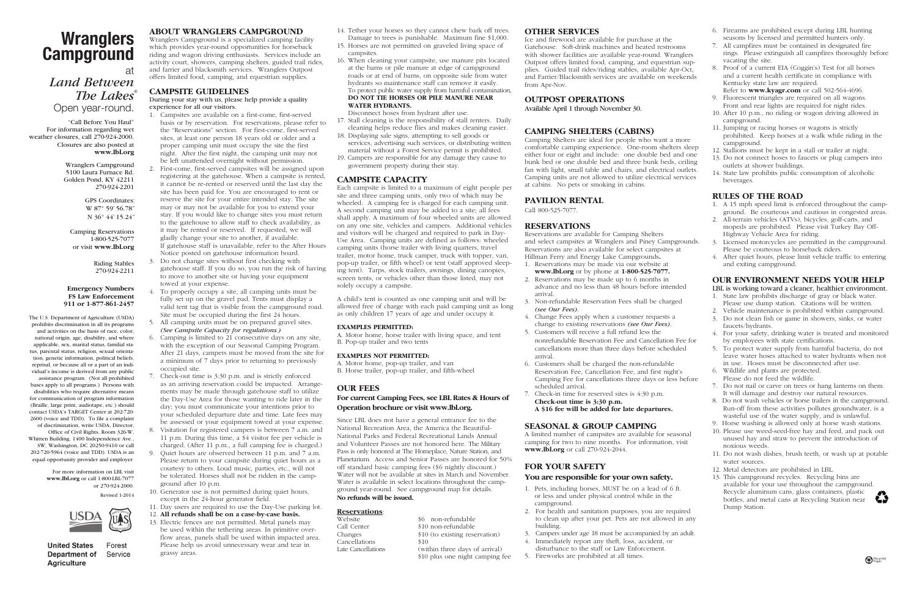# Wranglers Campground

at

*Land Between The Lakes®*

Open year-round.

"Call Before You Haul"
For information regarding wet weather closures, call 270-924-2000.
Closures are also posted at **www.lbl.org**

Wranglers Campground
5100 Laura Furnace Rd.
Golden Pond, KY 42211
270-924-2201

GPS Coordinates:
W 87° 59' 56.78"
N 36° 44' 15.24"

Camping Reservations
1-800-525-7077
or visit **www.lbl.org**

Riding Stables
270-924-2211

**Emergency Numbers**
**FS Law Enforcement**
**911 or 1-877-861-2457**

The U.S. Department of Agriculture (USDA) prohibits discrimination in all its programs and activities on the basis of race, color, national origin, age, disability, and where applicable, sex, marital status, familial status, parental status, religion, sexual orientation, genetic information, political beliefs, reprisal, or because all or a part of an individual's income is derived from any public assistance program. (Not all prohibited bases apply to all programs.) Persons with disabilities who require alternative means for communication of program information (Braille, large print, audiotape, etc.) should contact USDA's TARGET Center at 202-720-2600 (voice and TDD). To file a complaint of discrimination, write USDA, Director, Office of Civil Rights, Room 326-W, Whitten Building, 1400 Independence Ave., SW, Washington, DC 20250-9410 or call 202-720-5964 (voice and TDD). USDA is an equal opportunity provider and employer.

For more information on LBL visit **www.lbl.org** or call 1-800-LBL-7077 or 270-924-2000.

Revised 1-2014

**United States Department of Agriculture** Forest Service

## ABOUT WRANGLERS CAMPGROUND

Wranglers Campground is a specialized camping facility which provides year-round opportunities for horseback riding and wagon driving enthusiasts. Services include an activity court, showers, camping shelters, guided trail rides, and farrier and blacksmith services. Wranglers Outpost offers limited food, camping, and equestrian supplies.

## CAMPSITE GUIDELINES

**During your stay with us, please help provide a quality experience for all our visitors.**

1. Campsites are available on a first-come, first-served basis or by reservation. For reservations, please refer to the "Reservations" section. For first-come, first-served sites, at least one person 18 years old or older and a proper camping unit must occupy the site the first night. After the first night, the camping unit may not be left unattended overnight without permission.
2. First-come, first-served campsites will be assigned upon registering at the gatehouse. When a campsite is rented, it cannot be re-rented or reserved until the last day the site has been paid for. You are encouraged to rent or reserve the site for your entire intended stay. The site may or may not be available for you to extend your stay. If you would like to change sites you must return to the gatehouse to allow staff to check availability, as it may be rented or reserved. If requested, we will gladly change your site to another, if available. If gatehouse staff is unavailable, refer to the After Hours Notice posted on gatehouse information board.
3. Do not change sites without first checking with gatehouse staff. If you do so, you run the risk of having to move to another site or having your equipment towed at your expense.
4. To properly occupy a site, all camping units must be fully set up on the gravel pad. Tents must display a valid tent tag that is visible from the campground road. Site must be occupied during the first 24 hours.
5. All camping units must be on prepared gravel sites. ***(See Campsite Capacity for regulations.)***
6. Camping is limited to 21 consecutive days on any site, with the exception of our Seasonal Camping Program. After 21 days, campers must be moved from the site for a minimum of 7 days prior to returning to previously occupied site.
7. Check-out time is 3:30 p.m. and is strictly enforced as an arriving reservation could be impacted. Arrangements may be made through gatehouse staff to utilize the Day-Use Area for those wanting to ride later in the day; you must communicate your intentions prior to your scheduled departure date and time. Late fees may be assessed or your equipment towed at your expense.
8. Visitation for registered campers is between 7 a.m. and 11 p.m. During this time, a $4 visitor fee per vehicle is charged. (After 11 p.m., a full camping fee is charged.)
9. Quiet hours are observed between 11 p.m. and 7 a.m. Please return to your campsite during quiet hours as a courtesy to others. Loud music, parties, etc., will not be tolerated. Horses shall not be ridden in the campground after 10 p.m.
10. Generator use is not permitted during quiet hours, except in the 24-hour generator field.
11. Day users are required to use the Day-Use parking lot.
12. **All refunds shall be on a case-by-case basis.**
13. Electric fences are not permitted. Metal panels may be used within the tethering areas. In primitive overflow areas, panels shall be used within impacted area. Please help us avoid unnecessary wear and tear in grassy areas.
14. Tether your horses so they cannot chew bark off trees. Damage to trees is punishable. Maximum fine $1,000.
15. Horses are not permitted on graveled living space of campsites.
16. When cleaning your campsite, use manure pits located at the barns or pile manure at edge of campground roads or at end of barns, on opposite side from water hydrants so maintenance staff can remove it easily. To protect public water supply from harmful contamination, **DO NOT TIE HORSES OR PILE MANURE NEAR WATER HYDRANTS.** Disconnect hoses from hydrant after use.
17. Stall cleaning is the responsibility of stall renters. Daily cleaning helps reduce flies and makes cleaning easier.
18. Displaying sale signs, attempting to sell goods or services, advertising such services, or distributing written material without a Forest Service permit is prohibited.
19. Campers are responsible for any damage they cause to government property during their stay.

## CAMPSITE CAPACITY

Each campsite is limited to a maximum of eight people per site and three camping units, only two of which may be wheeled. A camping fee is charged for each camping unit. A second camping unit may be added to a site; all fees shall apply. A maximum of four wheeled units are allowed on any one site, vehicles and campers. Additional vehicles and visitors will be charged and required to park in Day-Use Area. Camping units are defined as follows: wheeled camping units (horse trailer with living quarters, travel trailer, motor home, truck camper, truck with topper, van, pop-up trailer, or fifth wheel) or tent (staff approved sleeping tent). Tarps, stock trailers, awnings, dining canopies, screen tents, or vehicles other than those listed, may not solely occupy a campsite.

A child's tent is counted as one camping unit and will be allowed free of charge with each paid camping unit as long as only children 17 years of age and under occupy it.

**EXAMPLES PERMITTED:**

A. Motor home, horse trailer with living space, and tent
B. Pop-up trailer and two tents

**EXAMPLES NOT PERMITTED:**

A. Motor home, pop-up trailer, and van
B. Horse trailer, pop-up trailer, and fifth-wheel

## OUR FEES

**For current Camping Fees, see LBL Rates & Hours of Operation brochure or visit www.lbl.org.**

Since LBL does not have a general entrance fee to the National Recreation Area, the America the Beautiful-National Parks and Federal Recreational Lands Annual and Volunteer Passes are not honored here. The Military Pass is only honored at The Homeplace, Nature Station, and Planetarium. Access and Senior Passes are honored for 50% off standard basic camping fees ($6 nightly discount.) Water will not be available at sites in March and November. Water is available in select locations throughout the campground year-round. See campground map for details. **No refunds will be issued.**

**Reservations:**

| | |
|---|---|
| Website | $6 non-refundable |
| Call Center | $10 non-refundable |
| Changes | $10 (to existing reservation) |
| Cancellations | $10 |
| Late Cancellations | (within three days of arrival) $10 plus one night camping fee |

## OTHER SERVICES

Ice and firewood are available for purchase at the Gatehouse. Soft-drink machines and heated restrooms with shower facilities are available year-round. Wranglers Outpost offers limited food, camping, and equestrian supplies. Guided trail rides/riding stables, available Apr-Oct, and Farrier/Blacksmith services are available on weekends from Apr-Nov.

## OUTPOST OPERATIONS

**Available April 1 through November 30.**

## CAMPING SHELTERS (CABINS)

Camping Shelters are ideal for people who want a more comfortable camping experience. One-room shelters sleep either four or eight and include: one double bed and one bunk bed or one double bed and three bunk beds, ceiling fan with light, small table and chairs, and electrical outlets. Camping units are not allowed to utilize electrical services at cabins. No pets or smoking in cabins.

## PAVILION RENTAL

Call 800-525-7077.

## RESERVATIONS

Reservations are available for Camping Shelters and select campsites at Wranglers and Piney Campgrounds. Reservations are also available for select campsites at Hillman Ferry and Energy Lake Campgrounds**.**

1. Reservations may be made via our website at **www.lbl.org** or by phone at **1-800-525-7077.**
2. Reservations may be made up to 6 months in advance and no less than 48 hours before intended arrival.
3. Non-refundable Reservation Fees shall be charged ***(see Our Fees)***.
4. Change Fees apply when a customer requests a change to existing reservations ***(see Our Fees)***.
5. Customers will receive a full refund less the nonrefundable Reservation Fee and Cancellation Fee for cancellations more than three days before scheduled arrival.
6. Customers shall be charged the non-refundable Reservation Fee, Cancellation Fee, and first night's Camping Fee for cancellations three days or less before scheduled arrival.
7. Check-in time for reserved sites is 4:30 p.m. **Check-out time is 3:30 p.m. A $16 fee will be added for late departures.**

## SEASONAL & GROUP CAMPING

A limited number of campsites are available for seasonal camping for two to nine months. For information, visit **www.lbl.org** or call 270-924-2044.

## FOR YOUR SAFETY

**You are responsible for your own safety.**

1. Pets, including horses, MUST be on a lead of 6 ft. or less and under physical control while in the campground.
2. For health and sanitation purposes, you are required to clean up after your pet. Pets are not allowed in any building.
3. Campers under age 18 must be accompanied by an adult.
4. Immediately report any theft, loss, accident, or disturbance to the staff or Law Enforcement.
5. Fireworks are prohibited at all times.
6. Firearms are prohibited except during LBL hunting seasons by licensed and permitted hunters only.
7. All campfires must be contained in designated fire rings. Please extinguish all campfires thoroughly before vacating the site.
8. Proof of a current EIA (Coggin's) Test for all horses and a current health certificate in compliance with Kentucky state law are required. Refer to **www.kyagr.com** or call 502-564-4696.
9. Fluorescent triangles are required on all wagons. Front and rear lights are required for night rides.
10. After 10 p.m., no riding or wagon driving allowed in campground.
11. Jumping or racing horses or wagons is strictly prohibited. Keep horses at a walk while riding in the campground.
12. Stallions must be kept in a stall or trailer at night.
13. Do not connect hoses to faucets or plug campers into outlets at shower buildings.
14. State law prohibits public consumption of alcoholic beverages.

## RULES OF THE ROAD

1. A 15 mph speed limit is enforced throughout the campground. Be courteous and cautious in congested areas.
2. All-terrain vehicles (ATVs), bicycles, golf-carts, and mopeds are prohibited. Please visit Turkey Bay Off-Highway Vehicle Area for riding.
3. Licensed motorcycles are permitted in the campground. Please be courteous to horseback riders.
4. After quiet hours, please limit vehicle traffic to entering and exiting campground.

## OUR ENVIRONMENT NEEDS YOUR HELP

**LBL is working toward a cleaner, healthier environment.**

1. State law prohibits discharge of gray or black water. Please use dump station. Citations will be written.
2. Vehicle maintenance is prohibited within campground.
3. Do not clean fish or game in showers, sinks, or water faucets/hydrants.
4. For your safety, drinking water is treated and monitored by employees with state certifications.
5. To protect water supply from harmful bacteria, do not leave water hoses attached to water hydrants when not in use. Hoses must be disconnected after use.
6. Wildlife and plants are protected. Please do not feed the wildlife.
7. Do not nail or carve on trees or hang lanterns on them. It will damage and destroy our natural resources.
8. Do not wash vehicles or horse trailers in the campground. Run-off from these activities pollutes groundwater, is a wasteful use of the water supply, and is unlawful.
9. Horse washing is allowed only at horse wash stations.
10. Please use weed-seed-free hay and feed, and pack out unused hay and straw to prevent the introduction of noxious weeds.
11. Do not wash dishes, brush teeth, or wash up at potable water sources.
12. Metal detectors are prohibited in LBL.
13. This campground recycles. Recycling bins are available for your use throughout the campground. Recycle aluminum cans, glass containers, plastic bottles, and metal cans at Recycling Station near Dump Station.

Recycled Paper